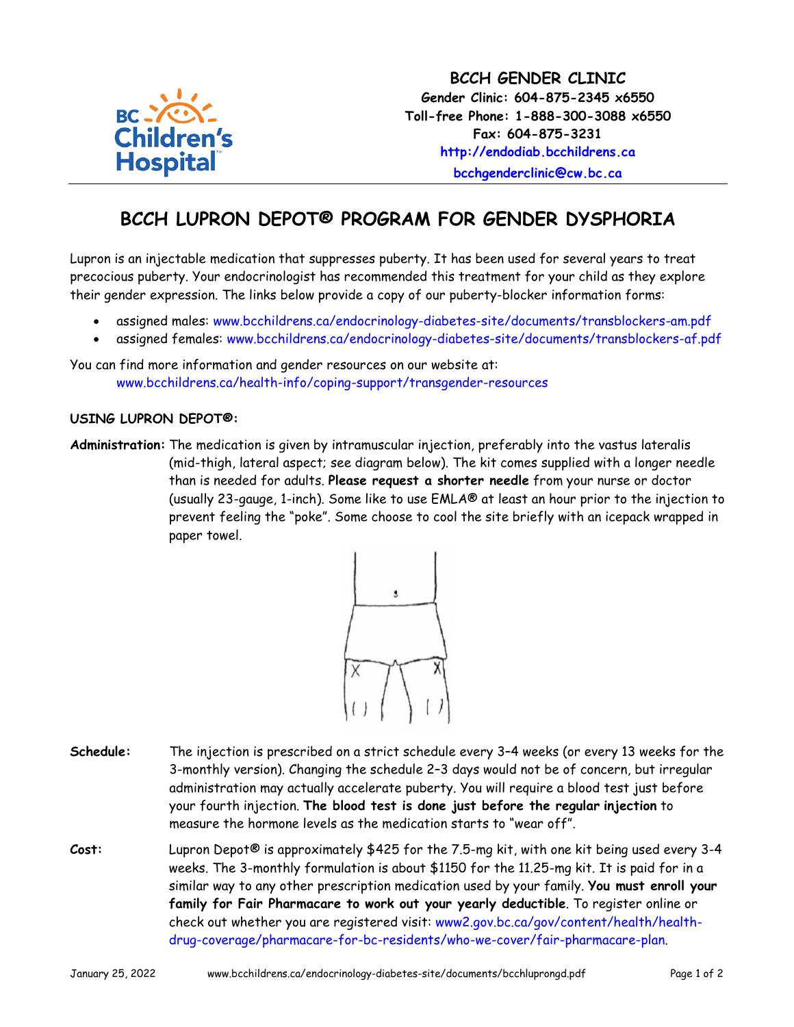**BCCH GENDER CLINIC**
**Gender Clinic: 604-875-2345 x6550**
**Toll-free Phone: 1-888-300-3088 x6550**
**Fax: 604-875-3231**
**http://endodiab.bcchildrens.ca**
**bcchgenderclinic@cw.bc.ca**

# BCCH LUPRON DEPOT® PROGRAM FOR GENDER DYSPHORIA

Lupron is an injectable medication that suppresses puberty. It has been used for several years to treat precocious puberty. Your endocrinologist has recommended this treatment for your child as they explore their gender expression. The links below provide a copy of our puberty-blocker information forms:

- assigned males: www.bcchildrens.ca/endocrinology-diabetes-site/documents/transblockers-am.pdf
- assigned females: www.bcchildrens.ca/endocrinology-diabetes-site/documents/transblockers-af.pdf

You can find more information and gender resources on our website at:
www.bcchildrens.ca/health-info/coping-support/transgender-resources

## USING LUPRON DEPOT®:

**Administration:** The medication is given by intramuscular injection, preferably into the vastus lateralis (mid-thigh, lateral aspect; see diagram below). The kit comes supplied with a longer needle than is needed for adults. **Please request a shorter needle** from your nurse or doctor (usually 23-gauge, 1-inch). Some like to use EMLA® at least an hour prior to the injection to prevent feeling the "poke". Some choose to cool the site briefly with an icepack wrapped in paper towel.

**Schedule:** The injection is prescribed on a strict schedule every 3–4 weeks (or every 13 weeks for the 3-monthly version). Changing the schedule 2–3 days would not be of concern, but irregular administration may actually accelerate puberty. You will require a blood test just before your fourth injection. **The blood test is done just before the regular injection** to measure the hormone levels as the medication starts to "wear off".

**Cost:** Lupron Depot® is approximately $425 for the 7.5-mg kit, with one kit being used every 3-4 weeks. The 3-monthly formulation is about $1150 for the 11.25-mg kit. It is paid for in a similar way to any other prescription medication used by your family. **You must enroll your family for Fair Pharmacare to work out your yearly deductible**. To register online or check out whether you are registered visit: www2.gov.bc.ca/gov/content/health/health-drug-coverage/pharmacare-for-bc-residents/who-we-cover/fair-pharmacare-plan.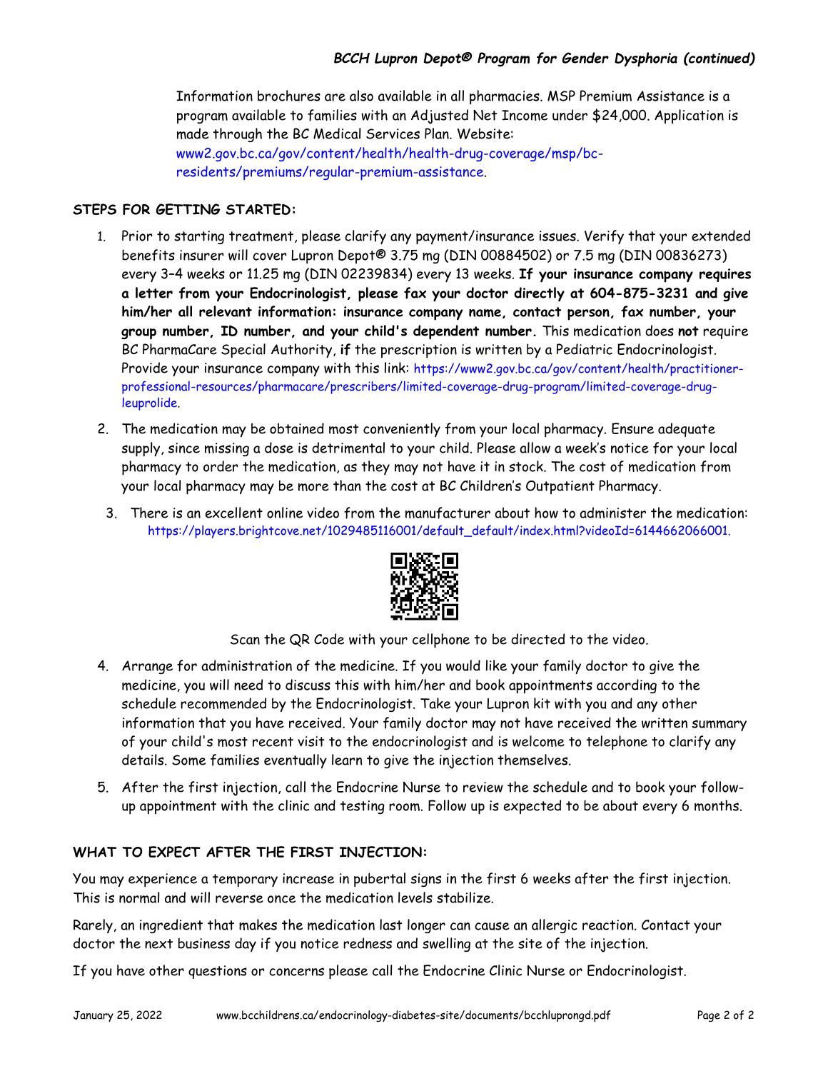Information brochures are also available in all pharmacies. MSP Premium Assistance is a program available to families with an Adjusted Net Income under $24,000. Application is made through the BC Medical Services Plan. Website: www2.gov.bc.ca/gov/content/health/health-drug-coverage/msp/bc-residents/premiums/regular-premium-assistance.

## STEPS FOR GETTING STARTED:

1. Prior to starting treatment, please clarify any payment/insurance issues. Verify that your extended benefits insurer will cover Lupron Depot® 3.75 mg (DIN 00884502) or 7.5 mg (DIN 00836273) every 3–4 weeks or 11.25 mg (DIN 02239834) every 13 weeks. **If your insurance company requires a letter from your Endocrinologist, please fax your doctor directly at 604-875-3231 and give him/her all relevant information: insurance company name, contact person, fax number, your group number, ID number, and your child's dependent number.** This medication does **not** require BC PharmaCare Special Authority, **if** the prescription is written by a Pediatric Endocrinologist. Provide your insurance company with this link: https://www2.gov.bc.ca/gov/content/health/practitioner-professional-resources/pharmacare/prescribers/limited-coverage-drug-program/limited-coverage-drug-leuprolide.
2. The medication may be obtained most conveniently from your local pharmacy. Ensure adequate supply, since missing a dose is detrimental to your child. Please allow a week's notice for your local pharmacy to order the medication, as they may not have it in stock. The cost of medication from your local pharmacy may be more than the cost at BC Children's Outpatient Pharmacy.
3. There is an excellent online video from the manufacturer about how to administer the medication: https://players.brightcove.net/1029485116001/default_default/index.html?videoId=6144662066001.

   Scan the QR Code with your cellphone to be directed to the video.
4. Arrange for administration of the medicine. If you would like your family doctor to give the medicine, you will need to discuss this with him/her and book appointments according to the schedule recommended by the Endocrinologist. Take your Lupron kit with you and any other information that you have received. Your family doctor may not have received the written summary of your child's most recent visit to the endocrinologist and is welcome to telephone to clarify any details. Some families eventually learn to give the injection themselves.
5. After the first injection, call the Endocrine Nurse to review the schedule and to book your follow-up appointment with the clinic and testing room. Follow up is expected to be about every 6 months.

## WHAT TO EXPECT AFTER THE FIRST INJECTION:

You may experience a temporary increase in pubertal signs in the first 6 weeks after the first injection. This is normal and will reverse once the medication levels stabilize.

Rarely, an ingredient that makes the medication last longer can cause an allergic reaction. Contact your doctor the next business day if you notice redness and swelling at the site of the injection.

If you have other questions or concerns please call the Endocrine Clinic Nurse or Endocrinologist.